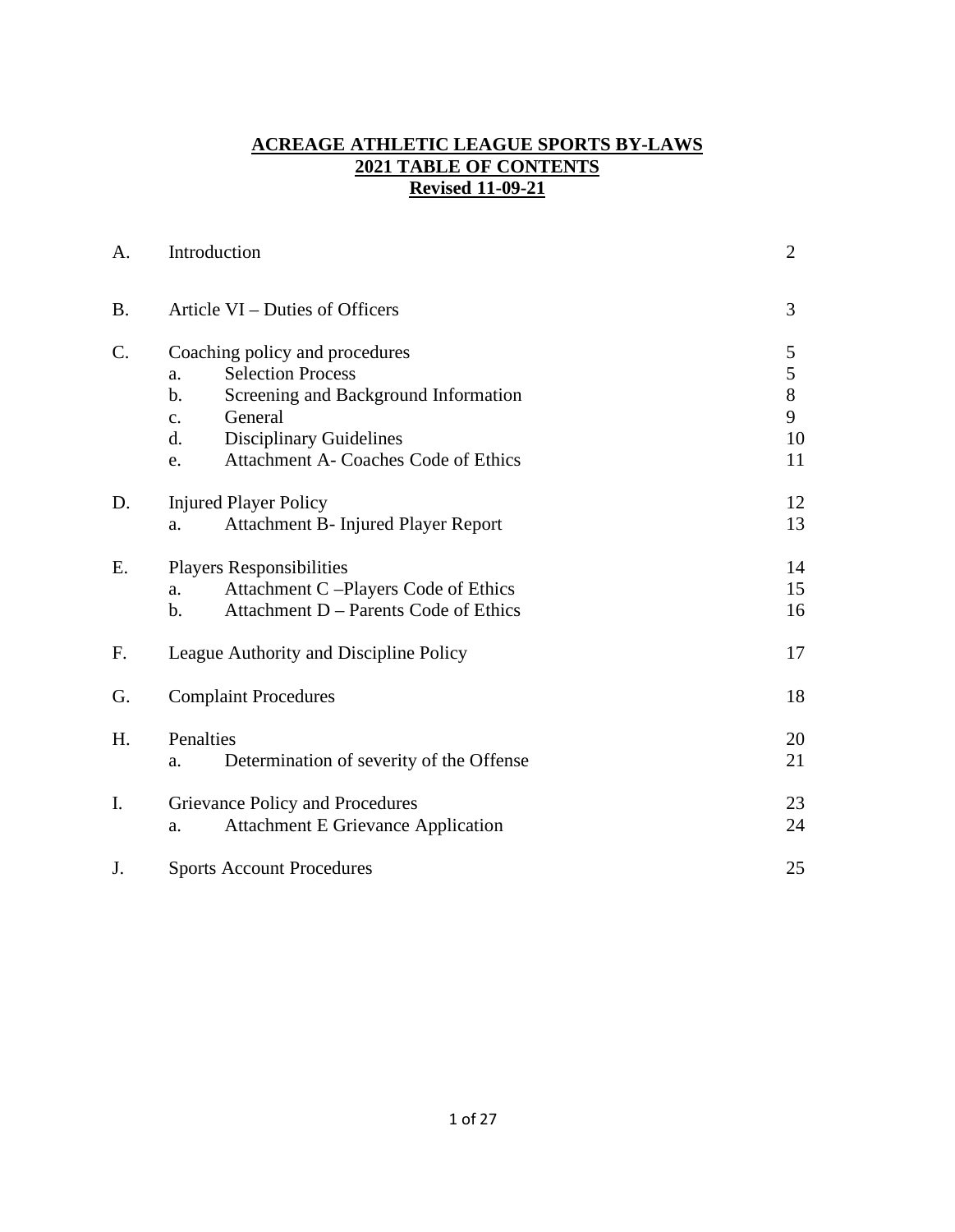# ACREAGE ATHLETIC LEAGUE SPORTS BY-LAWS
## 2021 TABLE OF CONTENTS
### Revised 11-09-21

| | | | |
|---|---|---|---|
| A. | Introduction | | 2 |
| B. | Article VI – Duties of Officers | | 3 |
| C. | Coaching policy and procedures | | 5 |
| | a. | Selection Process | 5 |
| | b. | Screening and Background Information | 8 |
| | c. | General | 9 |
| | d. | Disciplinary Guidelines | 10 |
| | e. | Attachment A- Coaches Code of Ethics | 11 |
| D. | Injured Player Policy | | 12 |
| | a. | Attachment B- Injured Player Report | 13 |
| E. | Players Responsibilities | | 14 |
| | a. | Attachment C –Players Code of Ethics | 15 |
| | b. | Attachment D – Parents Code of Ethics | 16 |
| F. | League Authority and Discipline Policy | | 17 |
| G. | Complaint Procedures | | 18 |
| H. | Penalties | | 20 |
| | a. | Determination of severity of the Offense | 21 |
| I. | Grievance Policy and Procedures | | 23 |
| | a. | Attachment E Grievance Application | 24 |
| J. | Sports Account Procedures | | 25 |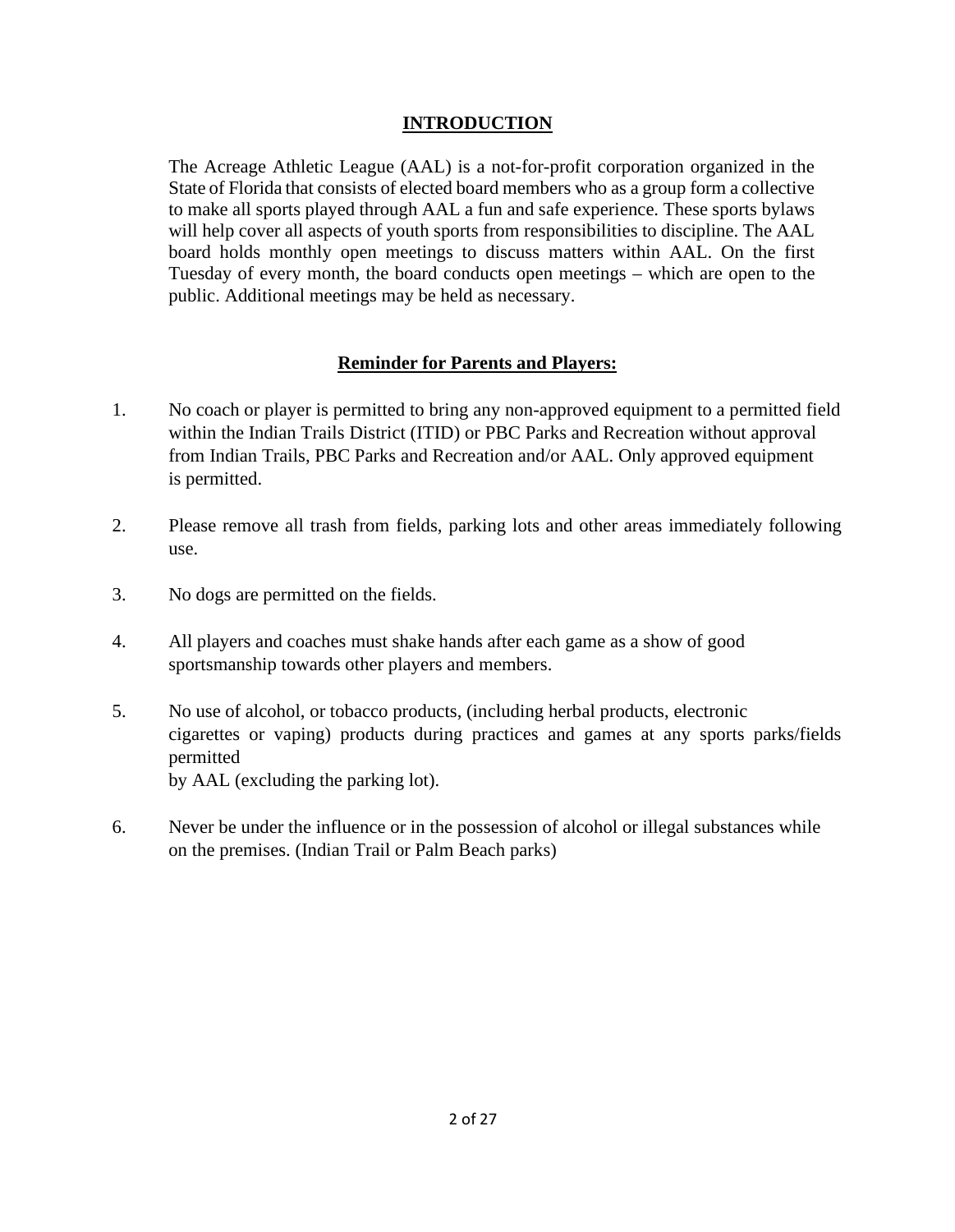## INTRODUCTION

The Acreage Athletic League (AAL) is a not-for-profit corporation organized in the State of Florida that consists of elected board members who as a group form a collective to make all sports played through AAL a fun and safe experience. These sports bylaws will help cover all aspects of youth sports from responsibilities to discipline. The AAL board holds monthly open meetings to discuss matters within AAL. On the first Tuesday of every month, the board conducts open meetings – which are open to the public. Additional meetings may be held as necessary.

### Reminder for Parents and Players:

1. No coach or player is permitted to bring any non-approved equipment to a permitted field within the Indian Trails District (ITID) or PBC Parks and Recreation without approval from Indian Trails, PBC Parks and Recreation and/or AAL. Only approved equipment is permitted.

2. Please remove all trash from fields, parking lots and other areas immediately following use.

3. No dogs are permitted on the fields.

4. All players and coaches must shake hands after each game as a show of good sportsmanship towards other players and members.

5. No use of alcohol, or tobacco products, (including herbal products, electronic cigarettes or vaping) products during practices and games at any sports parks/fields permitted by AAL (excluding the parking lot).

6. Never be under the influence or in the possession of alcohol or illegal substances while on the premises. (Indian Trail or Palm Beach parks)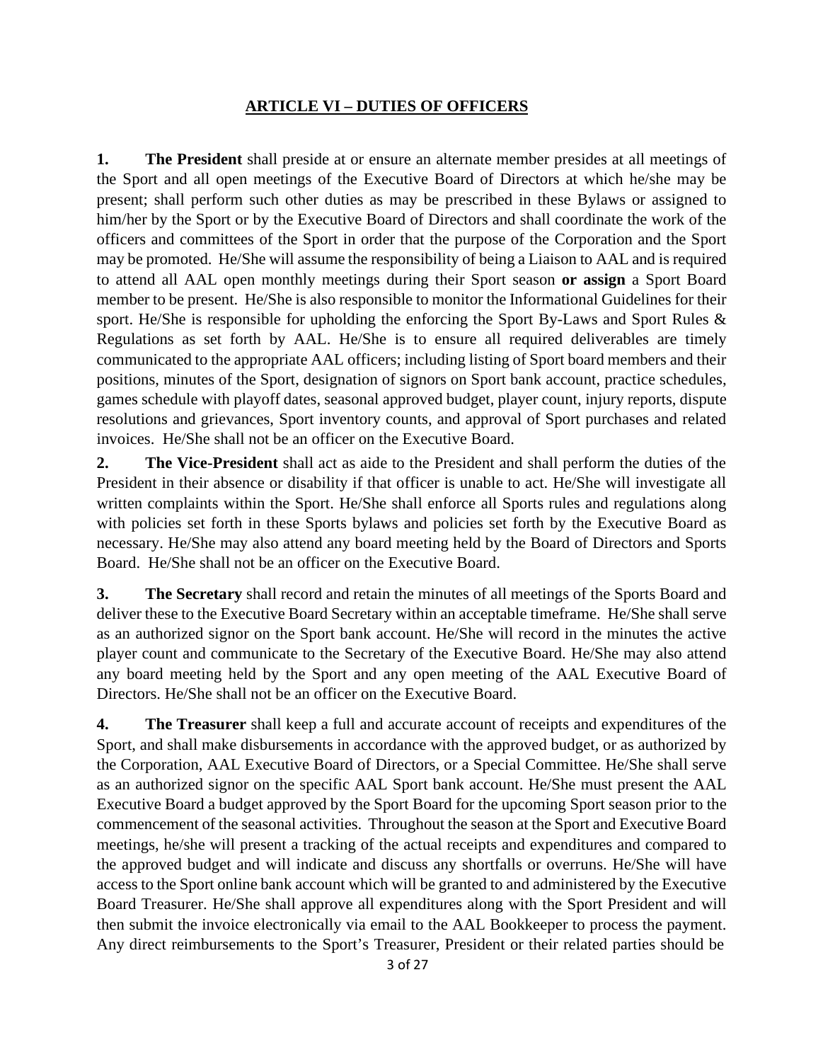## ARTICLE VI – DUTIES OF OFFICERS

**1. The President** shall preside at or ensure an alternate member presides at all meetings of the Sport and all open meetings of the Executive Board of Directors at which he/she may be present; shall perform such other duties as may be prescribed in these Bylaws or assigned to him/her by the Sport or by the Executive Board of Directors and shall coordinate the work of the officers and committees of the Sport in order that the purpose of the Corporation and the Sport may be promoted. He/She will assume the responsibility of being a Liaison to AAL and is required to attend all AAL open monthly meetings during their Sport season **or assign** a Sport Board member to be present. He/She is also responsible to monitor the Informational Guidelines for their sport. He/She is responsible for upholding the enforcing the Sport By-Laws and Sport Rules & Regulations as set forth by AAL. He/She is to ensure all required deliverables are timely communicated to the appropriate AAL officers; including listing of Sport board members and their positions, minutes of the Sport, designation of signors on Sport bank account, practice schedules, games schedule with playoff dates, seasonal approved budget, player count, injury reports, dispute resolutions and grievances, Sport inventory counts, and approval of Sport purchases and related invoices. He/She shall not be an officer on the Executive Board.

**2. The Vice-President** shall act as aide to the President and shall perform the duties of the President in their absence or disability if that officer is unable to act. He/She will investigate all written complaints within the Sport. He/She shall enforce all Sports rules and regulations along with policies set forth in these Sports bylaws and policies set forth by the Executive Board as necessary. He/She may also attend any board meeting held by the Board of Directors and Sports Board. He/She shall not be an officer on the Executive Board.

**3. The Secretary** shall record and retain the minutes of all meetings of the Sports Board and deliver these to the Executive Board Secretary within an acceptable timeframe. He/She shall serve as an authorized signor on the Sport bank account. He/She will record in the minutes the active player count and communicate to the Secretary of the Executive Board. He/She may also attend any board meeting held by the Sport and any open meeting of the AAL Executive Board of Directors. He/She shall not be an officer on the Executive Board.

**4. The Treasurer** shall keep a full and accurate account of receipts and expenditures of the Sport, and shall make disbursements in accordance with the approved budget, or as authorized by the Corporation, AAL Executive Board of Directors, or a Special Committee. He/She shall serve as an authorized signor on the specific AAL Sport bank account. He/She must present the AAL Executive Board a budget approved by the Sport Board for the upcoming Sport season prior to the commencement of the seasonal activities. Throughout the season at the Sport and Executive Board meetings, he/she will present a tracking of the actual receipts and expenditures and compared to the approved budget and will indicate and discuss any shortfalls or overruns. He/She will have access to the Sport online bank account which will be granted to and administered by the Executive Board Treasurer. He/She shall approve all expenditures along with the Sport President and will then submit the invoice electronically via email to the AAL Bookkeeper to process the payment. Any direct reimbursements to the Sport's Treasurer, President or their related parties should be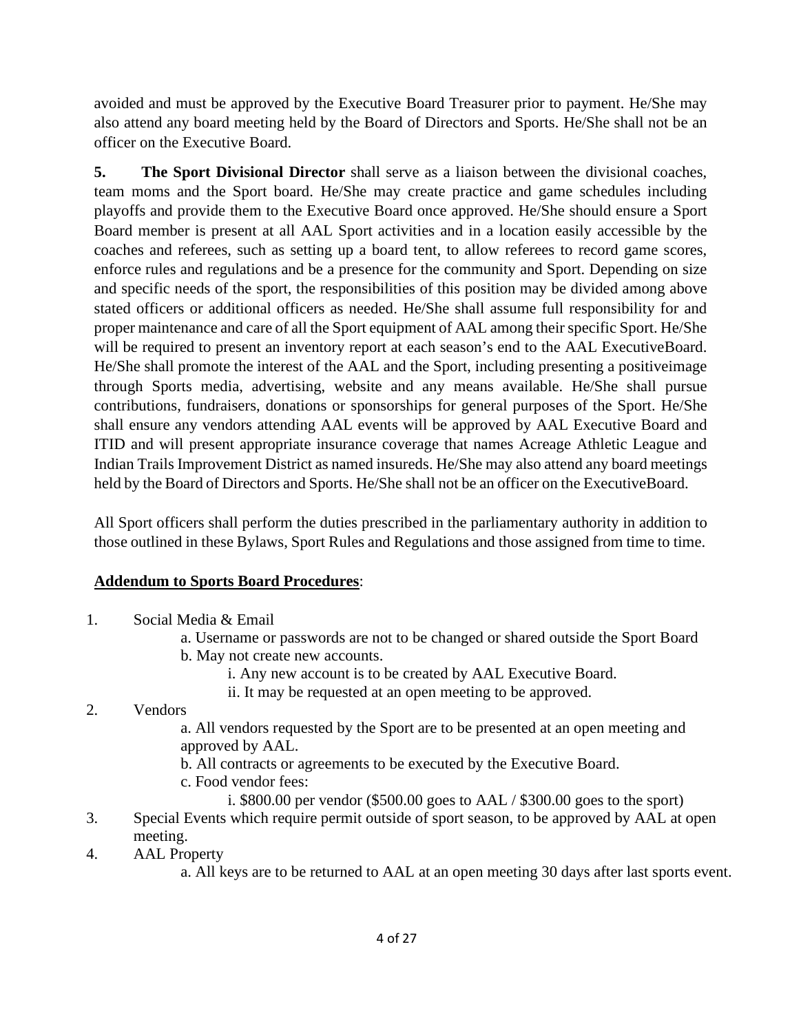avoided and must be approved by the Executive Board Treasurer prior to payment. He/She may also attend any board meeting held by the Board of Directors and Sports. He/She shall not be an officer on the Executive Board.

**5. The Sport Divisional Director** shall serve as a liaison between the divisional coaches, team moms and the Sport board. He/She may create practice and game schedules including playoffs and provide them to the Executive Board once approved. He/She should ensure a Sport Board member is present at all AAL Sport activities and in a location easily accessible by the coaches and referees, such as setting up a board tent, to allow referees to record game scores, enforce rules and regulations and be a presence for the community and Sport. Depending on size and specific needs of the sport, the responsibilities of this position may be divided among above stated officers or additional officers as needed. He/She shall assume full responsibility for and proper maintenance and care of all the Sport equipment of AAL among their specific Sport. He/She will be required to present an inventory report at each season's end to the AAL ExecutiveBoard. He/She shall promote the interest of the AAL and the Sport, including presenting a positiveimage through Sports media, advertising, website and any means available. He/She shall pursue contributions, fundraisers, donations or sponsorships for general purposes of the Sport. He/She shall ensure any vendors attending AAL events will be approved by AAL Executive Board and ITID and will present appropriate insurance coverage that names Acreage Athletic League and Indian Trails Improvement District as named insureds. He/She may also attend any board meetings held by the Board of Directors and Sports. He/She shall not be an officer on the ExecutiveBoard.

All Sport officers shall perform the duties prescribed in the parliamentary authority in addition to those outlined in these Bylaws, Sport Rules and Regulations and those assigned from time to time.

**Addendum to Sports Board Procedures**:

1. Social Media & Email
    - a. Username or passwords are not to be changed or shared outside the Sport Board
    - b. May not create new accounts.
        - i. Any new account is to be created by AAL Executive Board.
        - ii. It may be requested at an open meeting to be approved.
2. Vendors
    - a. All vendors requested by the Sport are to be presented at an open meeting and approved by AAL.
    - b. All contracts or agreements to be executed by the Executive Board.
    - c. Food vendor fees:
        - i. $800.00 per vendor ($500.00 goes to AAL / $300.00 goes to the sport)
3. Special Events which require permit outside of sport season, to be approved by AAL at open meeting.
4. AAL Property
    - a. All keys are to be returned to AAL at an open meeting 30 days after last sports event.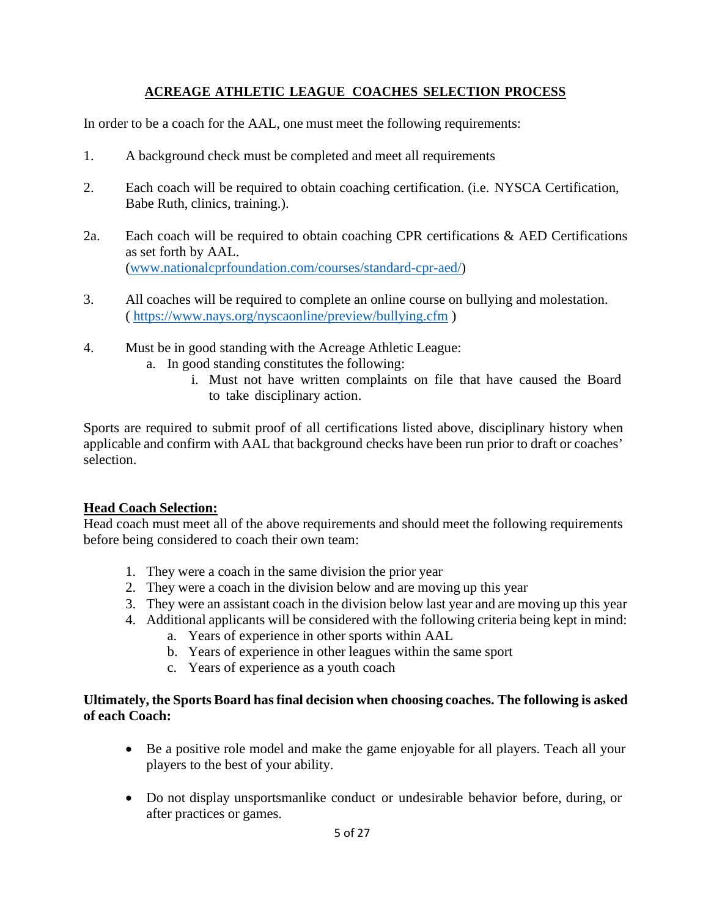## ACREAGE ATHLETIC LEAGUE COACHES SELECTION PROCESS

In order to be a coach for the AAL, one must meet the following requirements:

1. A background check must be completed and meet all requirements

2. Each coach will be required to obtain coaching certification. (i.e. NYSCA Certification, Babe Ruth, clinics, training.).

2a. Each coach will be required to obtain coaching CPR certifications & AED Certifications as set forth by AAL. (www.nationalcprfoundation.com/courses/standard-cpr-aed/)

3. All coaches will be required to complete an online course on bullying and molestation. ( https://www.nays.org/nyscaonline/preview/bullying.cfm )

4. Must be in good standing with the Acreage Athletic League:
   a. In good standing constitutes the following:
      i. Must not have written complaints on file that have caused the Board to take disciplinary action.

Sports are required to submit proof of all certifications listed above, disciplinary history when applicable and confirm with AAL that background checks have been run prior to draft or coaches' selection.

**Head Coach Selection:**

Head coach must meet all of the above requirements and should meet the following requirements before being considered to coach their own team:

1. They were a coach in the same division the prior year
2. They were a coach in the division below and are moving up this year
3. They were an assistant coach in the division below last year and are moving up this year
4. Additional applicants will be considered with the following criteria being kept in mind:
   a. Years of experience in other sports within AAL
   b. Years of experience in other leagues within the same sport
   c. Years of experience as a youth coach

**Ultimately, the Sports Board has final decision when choosing coaches. The following is asked of each Coach:**

- Be a positive role model and make the game enjoyable for all players. Teach all your players to the best of your ability.

- Do not display unsportsmanlike conduct or undesirable behavior before, during, or after practices or games.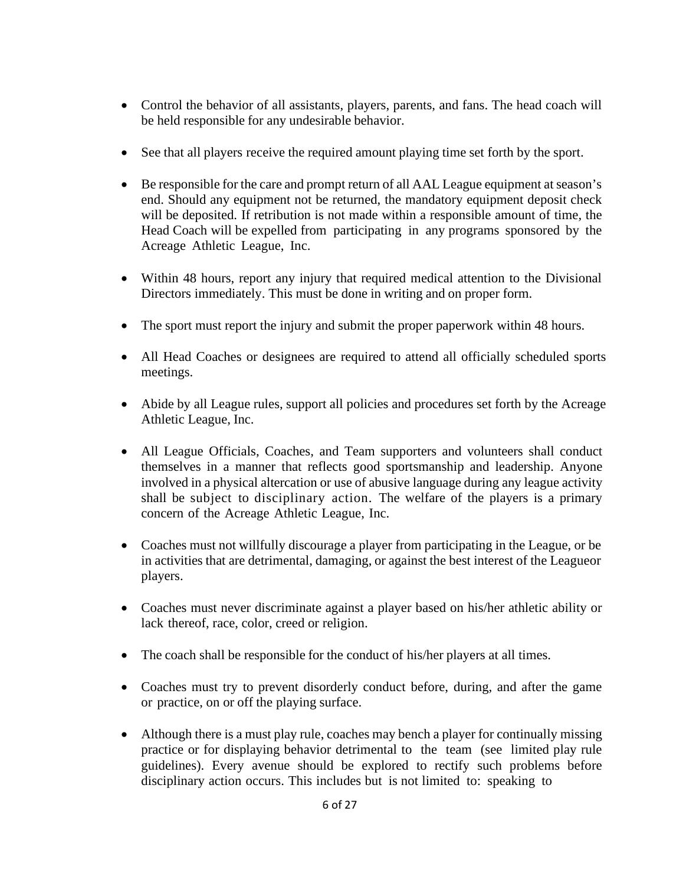- Control the behavior of all assistants, players, parents, and fans. The head coach will be held responsible for any undesirable behavior.

- See that all players receive the required amount playing time set forth by the sport.

- Be responsible for the care and prompt return of all AAL League equipment at season's end. Should any equipment not be returned, the mandatory equipment deposit check will be deposited. If retribution is not made within a responsible amount of time, the Head Coach will be expelled from participating in any programs sponsored by the Acreage Athletic League, Inc.

- Within 48 hours, report any injury that required medical attention to the Divisional Directors immediately. This must be done in writing and on proper form.

- The sport must report the injury and submit the proper paperwork within 48 hours.

- All Head Coaches or designees are required to attend all officially scheduled sports meetings.

- Abide by all League rules, support all policies and procedures set forth by the Acreage Athletic League, Inc.

- All League Officials, Coaches, and Team supporters and volunteers shall conduct themselves in a manner that reflects good sportsmanship and leadership. Anyone involved in a physical altercation or use of abusive language during any league activity shall be subject to disciplinary action. The welfare of the players is a primary concern of the Acreage Athletic League, Inc.

- Coaches must not willfully discourage a player from participating in the League, or be in activities that are detrimental, damaging, or against the best interest of the Leagueor players.

- Coaches must never discriminate against a player based on his/her athletic ability or lack thereof, race, color, creed or religion.

- The coach shall be responsible for the conduct of his/her players at all times.

- Coaches must try to prevent disorderly conduct before, during, and after the game or practice, on or off the playing surface.

- Although there is a must play rule, coaches may bench a player for continually missing practice or for displaying behavior detrimental to the team (see limited play rule guidelines). Every avenue should be explored to rectify such problems before disciplinary action occurs. This includes but is not limited to: speaking to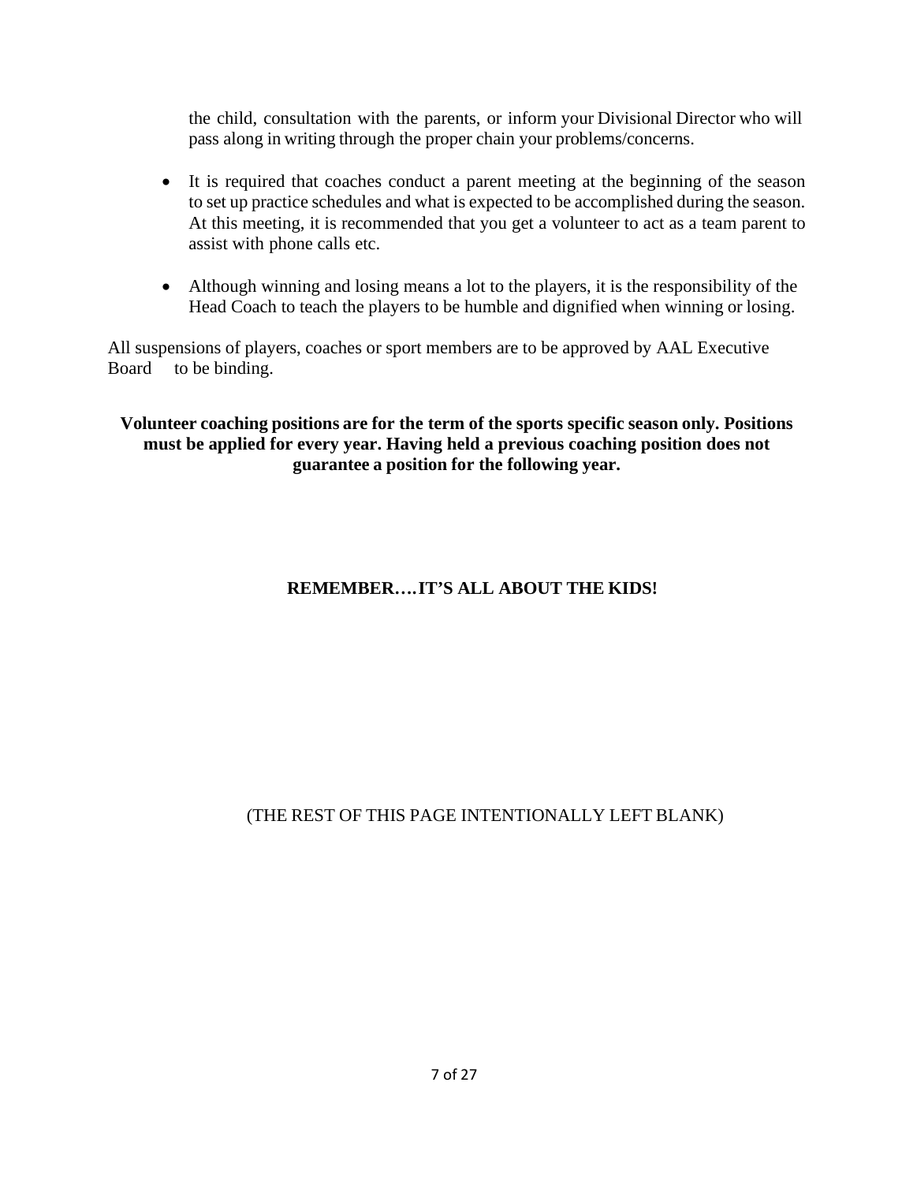the child, consultation with the parents, or inform your Divisional Director who will pass along in writing through the proper chain your problems/concerns.

- It is required that coaches conduct a parent meeting at the beginning of the season to set up practice schedules and what is expected to be accomplished during the season. At this meeting, it is recommended that you get a volunteer to act as a team parent to assist with phone calls etc.

- Although winning and losing means a lot to the players, it is the responsibility of the Head Coach to teach the players to be humble and dignified when winning or losing.

All suspensions of players, coaches or sport members are to be approved by AAL Executive Board to be binding.

**Volunteer coaching positions are for the term of the sports specific season only. Positions must be applied for every year. Having held a previous coaching position does not guarantee a position for the following year.**

**REMEMBER….IT'S ALL ABOUT THE KIDS!**

(THE REST OF THIS PAGE INTENTIONALLY LEFT BLANK)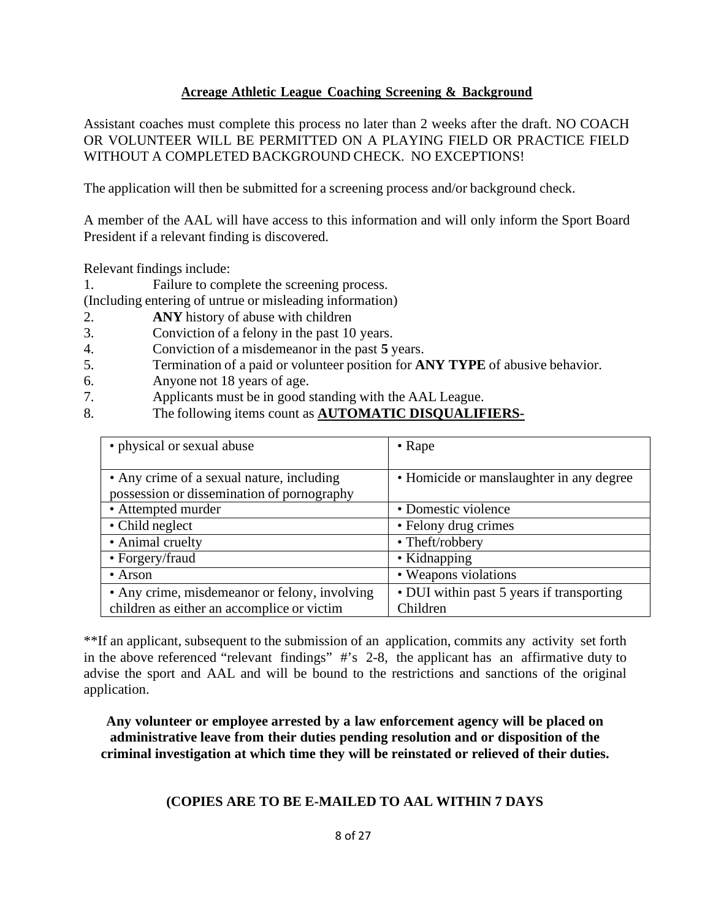## Acreage Athletic League Coaching Screening & Background

Assistant coaches must complete this process no later than 2 weeks after the draft. NO COACH OR VOLUNTEER WILL BE PERMITTED ON A PLAYING FIELD OR PRACTICE FIELD WITHOUT A COMPLETED BACKGROUND CHECK. NO EXCEPTIONS!

The application will then be submitted for a screening process and/or background check.

A member of the AAL will have access to this information and will only inform the Sport Board President if a relevant finding is discovered.

Relevant findings include:

1. Failure to complete the screening process.
(Including entering of untrue or misleading information)
2. **ANY** history of abuse with children
3. Conviction of a felony in the past 10 years.
4. Conviction of a misdemeanor in the past **5** years.
5. Termination of a paid or volunteer position for **ANY TYPE** of abusive behavior.
6. Anyone not 18 years of age.
7. Applicants must be in good standing with the AAL League.
8. The following items count as **AUTOMATIC DISQUALIFIERS-**

| | |
|---|---|
| • physical or sexual abuse | • Rape |
| • Any crime of a sexual nature, including possession or dissemination of pornography | • Homicide or manslaughter in any degree |
| • Attempted murder | • Domestic violence |
| • Child neglect | • Felony drug crimes |
| • Animal cruelty | • Theft/robbery |
| • Forgery/fraud | • Kidnapping |
| • Arson | • Weapons violations |
| • Any crime, misdemeanor or felony, involving children as either an accomplice or victim | • DUI within past 5 years if transporting Children |

**If an applicant, subsequent to the submission of an application, commits any activity set forth in the above referenced "relevant findings" #'s 2-8, the applicant has an affirmative duty to advise the sport and AAL and will be bound to the restrictions and sanctions of the original application.

**Any volunteer or employee arrested by a law enforcement agency will be placed on administrative leave from their duties pending resolution and or disposition of the criminal investigation at which time they will be reinstated or relieved of their duties.**

**(COPIES ARE TO BE E-MAILED TO AAL WITHIN 7 DAYS**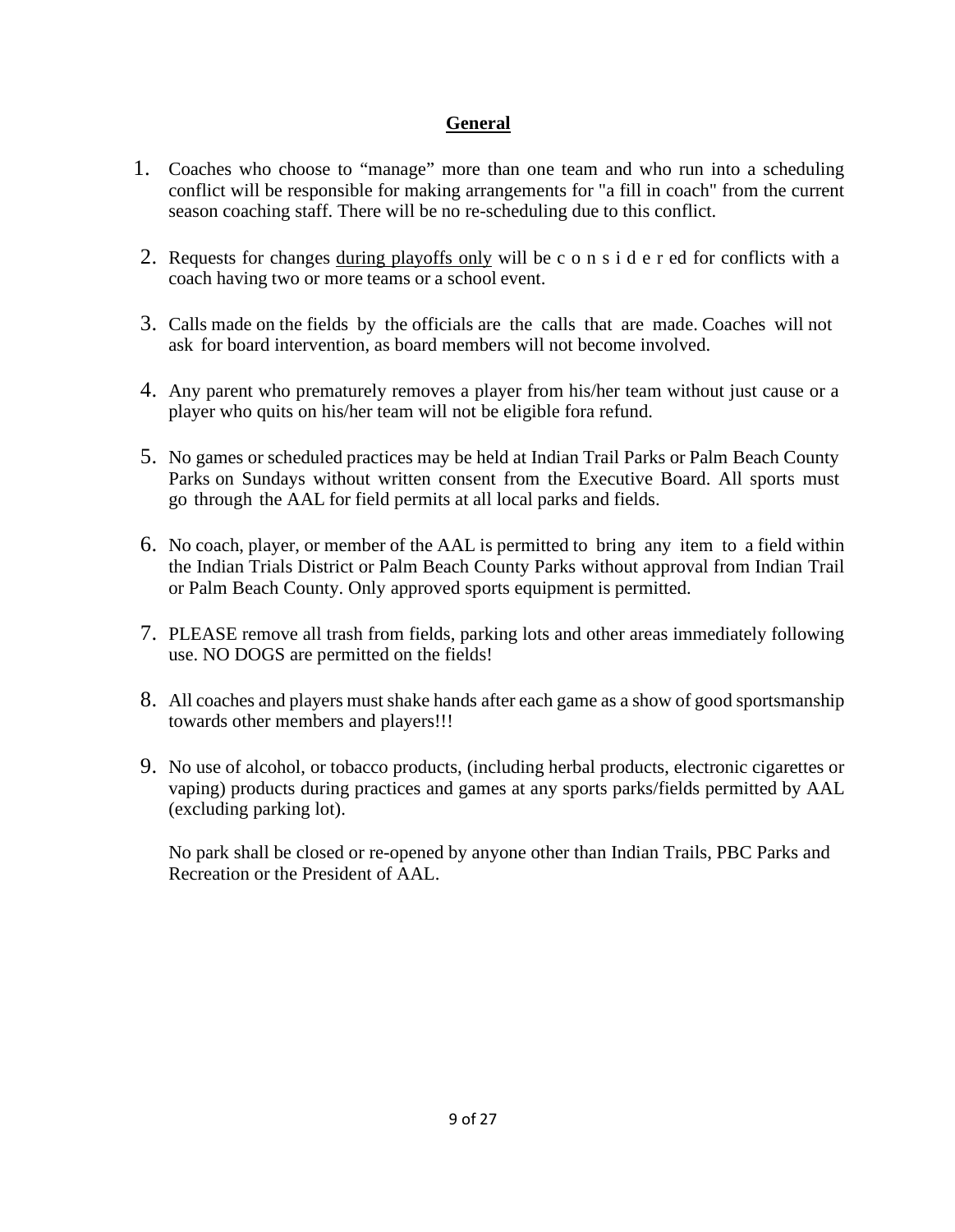## General

1. Coaches who choose to "manage" more than one team and who run into a scheduling conflict will be responsible for making arrangements for "a fill in coach" from the current season coaching staff. There will be no re-scheduling due to this conflict.

2. Requests for changes <u>during playoffs only</u> will be considered for conflicts with a coach having two or more teams or a school event.

3. Calls made on the fields by the officials are the calls that are made. Coaches will not ask for board intervention, as board members will not become involved.

4. Any parent who prematurely removes a player from his/her team without just cause or a player who quits on his/her team will not be eligible fora refund.

5. No games or scheduled practices may be held at Indian Trail Parks or Palm Beach County Parks on Sundays without written consent from the Executive Board. All sports must go through the AAL for field permits at all local parks and fields.

6. No coach, player, or member of the AAL is permitted to bring any item to a field within the Indian Trials District or Palm Beach County Parks without approval from Indian Trail or Palm Beach County. Only approved sports equipment is permitted.

7. PLEASE remove all trash from fields, parking lots and other areas immediately following use. NO DOGS are permitted on the fields!

8. All coaches and players must shake hands after each game as a show of good sportsmanship towards other members and players!!!

9. No use of alcohol, or tobacco products, (including herbal products, electronic cigarettes or vaping) products during practices and games at any sports parks/fields permitted by AAL (excluding parking lot).

   No park shall be closed or re-opened by anyone other than Indian Trails, PBC Parks and Recreation or the President of AAL.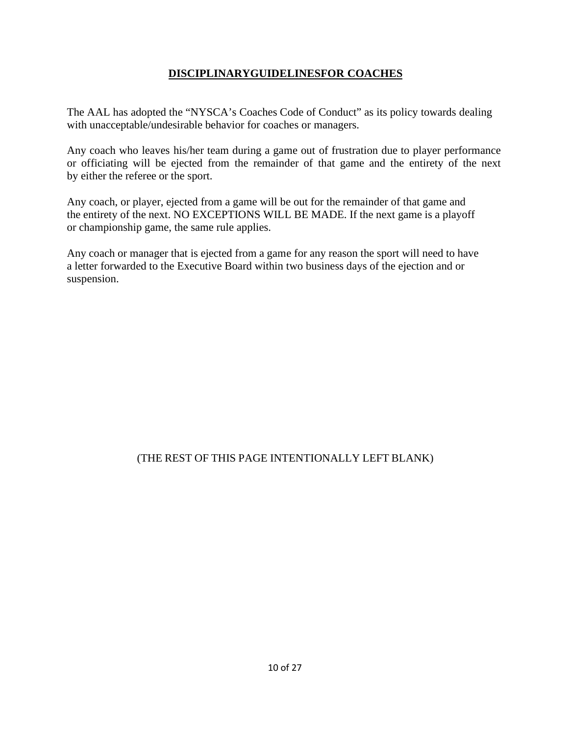## **DISCIPLINARYGUIDELINESFOR COACHES**

The AAL has adopted the "NYSCA's Coaches Code of Conduct" as its policy towards dealing with unacceptable/undesirable behavior for coaches or managers.

Any coach who leaves his/her team during a game out of frustration due to player performance or officiating will be ejected from the remainder of that game and the entirety of the next by either the referee or the sport.

Any coach, or player, ejected from a game will be out for the remainder of that game and the entirety of the next. NO EXCEPTIONS WILL BE MADE. If the next game is a playoff or championship game, the same rule applies.

Any coach or manager that is ejected from a game for any reason the sport will need to have a letter forwarded to the Executive Board within two business days of the ejection and or suspension.

(THE REST OF THIS PAGE INTENTIONALLY LEFT BLANK)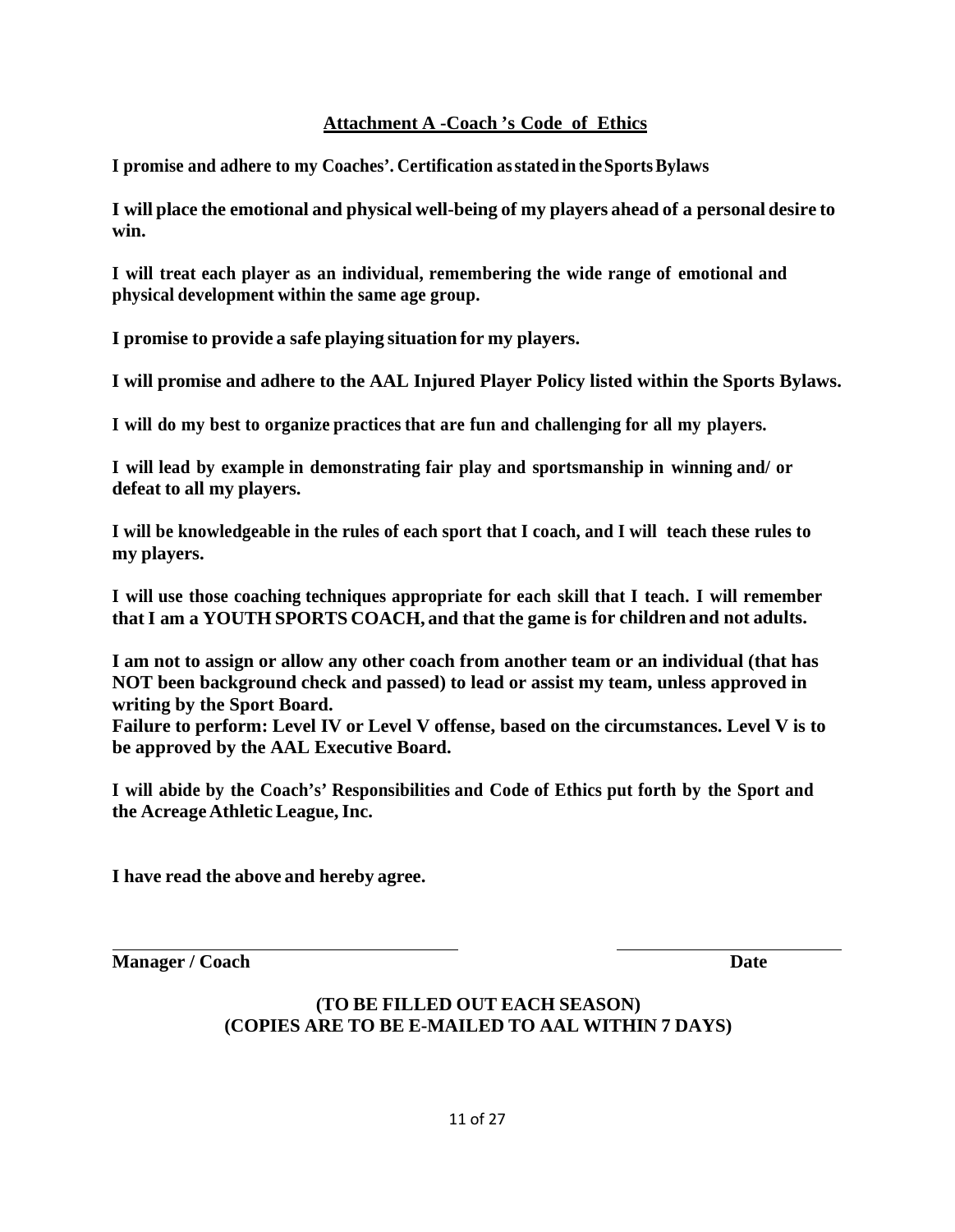## Attachment A -Coach 's Code of Ethics

**I promise and adhere to my Coaches'. Certification as stated in the Sports Bylaws**

**I will place the emotional and physical well-being of my players ahead of a personal desire to win.**

**I will treat each player as an individual, remembering the wide range of emotional and physical development within the same age group.**

**I promise to provide a safe playing situation for my players.**

**I will promise and adhere to the AAL Injured Player Policy listed within the Sports Bylaws.**

**I will do my best to organize practices that are fun and challenging for all my players.**

**I will lead by example in demonstrating fair play and sportsmanship in winning and/ or defeat to all my players.**

**I will be knowledgeable in the rules of each sport that I coach, and I will teach these rules to my players.**

**I will use those coaching techniques appropriate for each skill that I teach. I will remember that I am a YOUTH SPORTS COACH, and that the game is for children and not adults.**

**I am not to assign or allow any other coach from another team or an individual (that has NOT been background check and passed) to lead or assist my team, unless approved in writing by the Sport Board.**
**Failure to perform: Level IV or Level V offense, based on the circumstances. Level V is to be approved by the AAL Executive Board.**

**I will abide by the Coach's' Responsibilities and Code of Ethics put forth by the Sport and the Acreage Athletic League, Inc.**

**I have read the above and hereby agree.**

\_\_\_\_\_\_\_\_\_\_\_\_\_\_\_\_\_\_\_\_\_\_\_\_\_\_\_\_\_\_\_\_\_\_\_\_ \_\_\_\_\_\_\_\_\_\_\_\_\_\_\_\_\_\_\_\_\_\_\_\_

**Manager / Coach** **Date**

**(TO BE FILLED OUT EACH SEASON)**
**(COPIES ARE TO BE E-MAILED TO AAL WITHIN 7 DAYS)**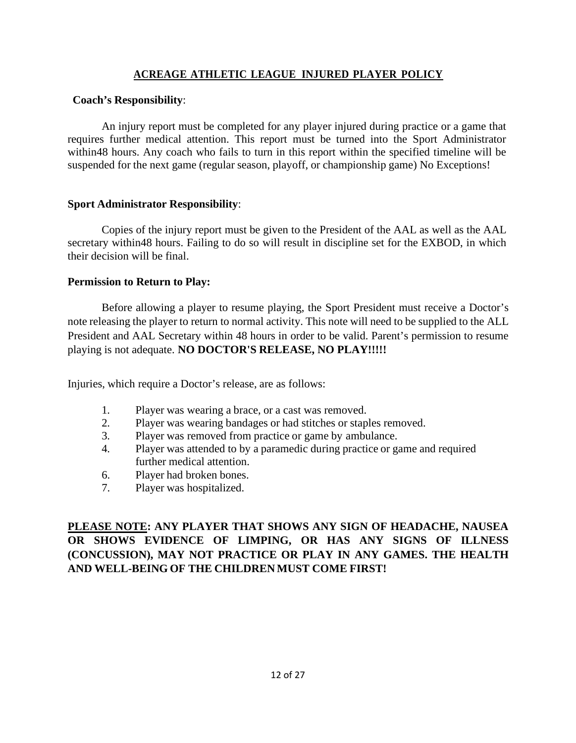## ACREAGE ATHLETIC LEAGUE INJURED PLAYER POLICY

**Coach's Responsibility**:

An injury report must be completed for any player injured during practice or a game that requires further medical attention. This report must be turned into the Sport Administrator within48 hours. Any coach who fails to turn in this report within the specified timeline will be suspended for the next game (regular season, playoff, or championship game) No Exceptions!

**Sport Administrator Responsibility**:

Copies of the injury report must be given to the President of the AAL as well as the AAL secretary within48 hours. Failing to do so will result in discipline set for the EXBOD, in which their decision will be final.

**Permission to Return to Play:**

Before allowing a player to resume playing, the Sport President must receive a Doctor's note releasing the player to return to normal activity. This note will need to be supplied to the ALL President and AAL Secretary within 48 hours in order to be valid. Parent's permission to resume playing is not adequate. **NO DOCTOR'S RELEASE, NO PLAY!!!!!**

Injuries, which require a Doctor's release, are as follows:

1. Player was wearing a brace, or a cast was removed.
2. Player was wearing bandages or had stitches or staples removed.
3. Player was removed from practice or game by ambulance.
4. Player was attended to by a paramedic during practice or game and required further medical attention.
6. Player had broken bones.
7. Player was hospitalized.

**PLEASE NOTE: ANY PLAYER THAT SHOWS ANY SIGN OF HEADACHE, NAUSEA OR SHOWS EVIDENCE OF LIMPING, OR HAS ANY SIGNS OF ILLNESS (CONCUSSION), MAY NOT PRACTICE OR PLAY IN ANY GAMES. THE HEALTH AND WELL-BEING OF THE CHILDREN MUST COME FIRST!**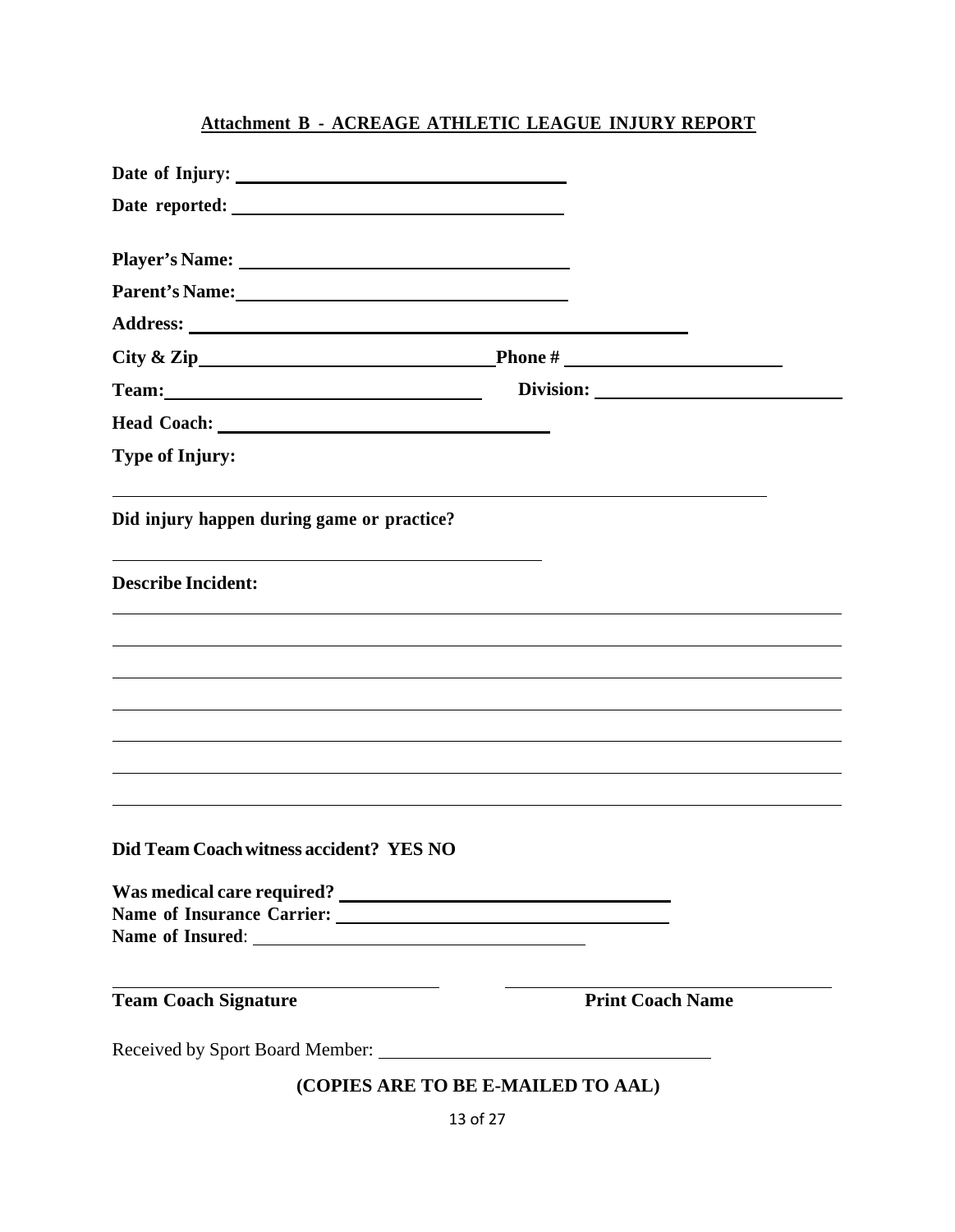## Attachment B - ACREAGE ATHLETIC LEAGUE INJURY REPORT

**Date of Injury:** ______________________________

**Date reported:** ______________________________

**Player's Name:** ______________________________

**Parent's Name:** ______________________________

**Address:** ______________________________________________

**City & Zip** ______________________________ **Phone #** ______________________

**Team:** ______________________________ **Division:** ______________________

**Head Coach:** ______________________________

**Type of Injury:**

______________________________________________________________

**Did injury happen during game or practice?**

______________________________________________

**Describe Incident:**

______________________________________________________________________

______________________________________________________________________

______________________________________________________________________

______________________________________________________________________

______________________________________________________________________

______________________________________________________________________

______________________________________________________________________

**Did Team Coach witness accident? YES NO**

**Was medical care required?** ______________________________

**Name of Insurance Carrier:** ______________________________

**Name of Insured**: ______________________________

______________________________ ______________________________

**Team Coach Signature** **Print Coach Name**

Received by Sport Board Member: ______________________________

**(COPIES ARE TO BE E-MAILED TO AAL)**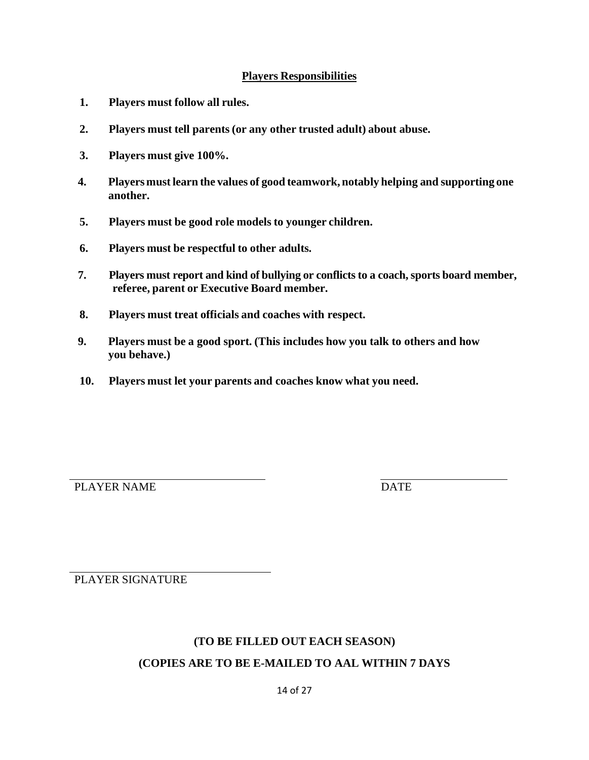## Players Responsibilities

1. **Players must follow all rules.**
2. **Players must tell parents (or any other trusted adult) about abuse.**
3. **Players must give 100%.**
4. **Players must learn the values of good teamwork, notably helping and supporting one another.**
5. **Players must be good role models to younger children.**
6. **Players must be respectful to other adults.**
7. **Players must report and kind of bullying or conflicts to a coach, sports board member, referee, parent or Executive Board member.**
8. **Players must treat officials and coaches with respect.**
9. **Players must be a good sport. (This includes how you talk to others and how you behave.)**
10. **Players must let your parents and coaches know what you need.**

\_\_\_\_\_\_\_\_\_\_\_\_\_\_\_\_\_\_\_\_\_\_\_\_\_\_\_\_\_\_\_\_\_\_\_\_\_\_\_\_ \_\_\_\_\_\_\_\_\_\_\_\_\_\_\_\_\_\_\_\_\_\_\_\_\_\_

PLAYER NAME DATE

\_\_\_\_\_\_\_\_\_\_\_\_\_\_\_\_\_\_\_\_\_\_\_\_\_\_\_\_\_\_\_\_\_\_\_\_\_\_\_\_

PLAYER SIGNATURE

**(TO BE FILLED OUT EACH SEASON)**

**(COPIES ARE TO BE E-MAILED TO AAL WITHIN 7 DAYS**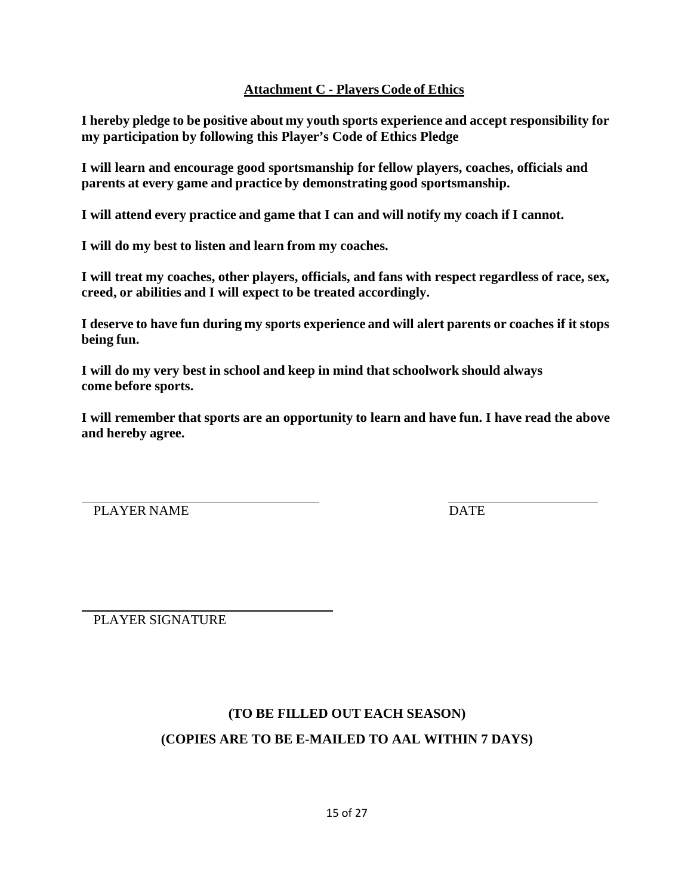## Attachment C - Players Code of Ethics

**I hereby pledge to be positive about my youth sports experience and accept responsibility for my participation by following this Player's Code of Ethics Pledge**

**I will learn and encourage good sportsmanship for fellow players, coaches, officials and parents at every game and practice by demonstrating good sportsmanship.**

**I will attend every practice and game that I can and will notify my coach if I cannot.**

**I will do my best to listen and learn from my coaches.**

**I will treat my coaches, other players, officials, and fans with respect regardless of race, sex, creed, or abilities and I will expect to be treated accordingly.**

**I deserve to have fun during my sports experience and will alert parents or coaches if it stops being fun.**

**I will do my very best in school and keep in mind that schoolwork should always come before sports.**

**I will remember that sports are an opportunity to learn and have fun. I have read the above and hereby agree.**

\_\_\_\_\_\_\_\_\_\_\_\_\_\_\_\_\_\_\_\_\_\_\_\_\_\_\_\_\_\_\_\_\_\_\_\_ \_\_\_\_\_\_\_\_\_\_\_\_\_\_\_\_\_\_\_\_\_\_

PLAYER NAME DATE

\_\_\_\_\_\_\_\_\_\_\_\_\_\_\_\_\_\_\_\_\_\_\_\_\_\_\_\_\_\_\_\_\_\_\_\_

PLAYER SIGNATURE

**(TO BE FILLED OUT EACH SEASON)**

**(COPIES ARE TO BE E-MAILED TO AAL WITHIN 7 DAYS)**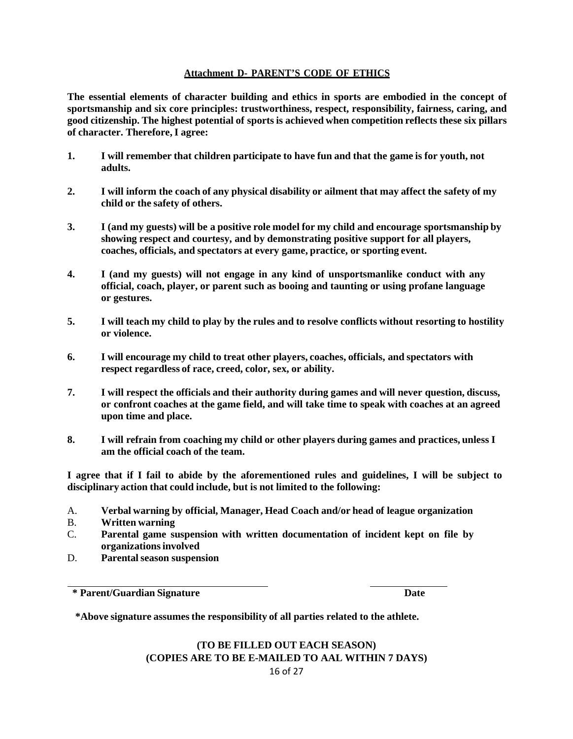## Attachment D- PARENT'S CODE OF ETHICS

**The essential elements of character building and ethics in sports are embodied in the concept of sportsmanship and six core principles: trustworthiness, respect, responsibility, fairness, caring, and good citizenship. The highest potential of sports is achieved when competition reflects these six pillars of character. Therefore, I agree:**

1. **I will remember that children participate to have fun and that the game is for youth, not adults.**
2. **I will inform the coach of any physical disability or ailment that may affect the safety of my child or the safety of others.**
3. **I (and my guests) will be a positive role model for my child and encourage sportsmanship by showing respect and courtesy, and by demonstrating positive support for all players, coaches, officials, and spectators at every game, practice, or sporting event.**
4. **I (and my guests) will not engage in any kind of unsportsmanlike conduct with any official, coach, player, or parent such as booing and taunting or using profane language or gestures.**
5. **I will teach my child to play by the rules and to resolve conflicts without resorting to hostility or violence.**
6. **I will encourage my child to treat other players, coaches, officials, and spectators with respect regardless of race, creed, color, sex, or ability.**
7. **I will respect the officials and their authority during games and will never question, discuss, or confront coaches at the game field, and will take time to speak with coaches at an agreed upon time and place.**
8. **I will refrain from coaching my child or other players during games and practices, unless I am the official coach of the team.**

**I agree that if I fail to abide by the aforementioned rules and guidelines, I will be subject to disciplinary action that could include, but is not limited to the following:**

A. **Verbal warning by official, Manager, Head Coach and/or head of league organization**
B. **Written warning**
C. **Parental game suspension with written documentation of incident kept on file by organizations involved**
D. **Parental season suspension**

\_\_\_\_\_\_\_\_\_\_\_\_\_\_\_\_\_\_\_\_\_\_\_\_\_\_\_\_\_\_\_\_\_\_\_\_ \_\_\_\_\_\_\_\_\_\_\_\_\_\_\_\_

**\* Parent/Guardian Signature** **Date**

**\*Above signature assumes the responsibility of all parties related to the athlete.**

**(TO BE FILLED OUT EACH SEASON)**
**(COPIES ARE TO BE E-MAILED TO AAL WITHIN 7 DAYS)**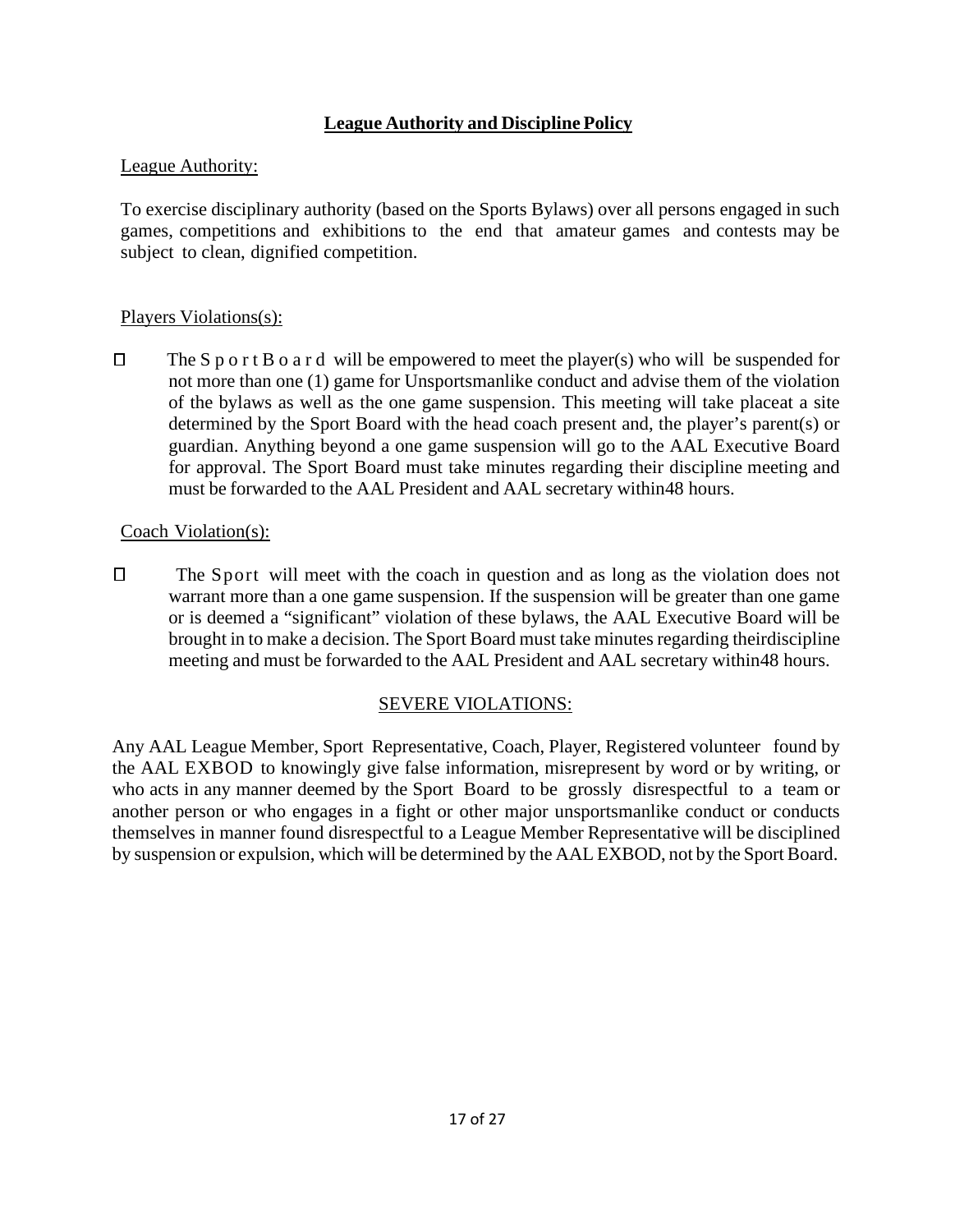## League Authority and Discipline Policy

League Authority:

To exercise disciplinary authority (based on the Sports Bylaws) over all persons engaged in such games, competitions and exhibitions to the end that amateur games and contests may be subject to clean, dignified competition.

Players Violations(s):

- The Sport Board will be empowered to meet the player(s) who will be suspended for not more than one (1) game for Unsportsmanlike conduct and advise them of the violation of the bylaws as well as the one game suspension. This meeting will take placeat a site determined by the Sport Board with the head coach present and, the player's parent(s) or guardian. Anything beyond a one game suspension will go to the AAL Executive Board for approval. The Sport Board must take minutes regarding their discipline meeting and must be forwarded to the AAL President and AAL secretary within48 hours.

Coach Violation(s):

- The Sport will meet with the coach in question and as long as the violation does not warrant more than a one game suspension. If the suspension will be greater than one game or is deemed a "significant" violation of these bylaws, the AAL Executive Board will be brought in to make a decision. The Sport Board must take minutes regarding theirdiscipline meeting and must be forwarded to the AAL President and AAL secretary within48 hours.

### SEVERE VIOLATIONS:

Any AAL League Member, Sport Representative, Coach, Player, Registered volunteer found by the AAL EXBOD to knowingly give false information, misrepresent by word or by writing, or who acts in any manner deemed by the Sport Board to be grossly disrespectful to a team or another person or who engages in a fight or other major unsportsmanlike conduct or conducts themselves in manner found disrespectful to a League Member Representative will be disciplined by suspension or expulsion, which will be determined by the AAL EXBOD, not by the Sport Board.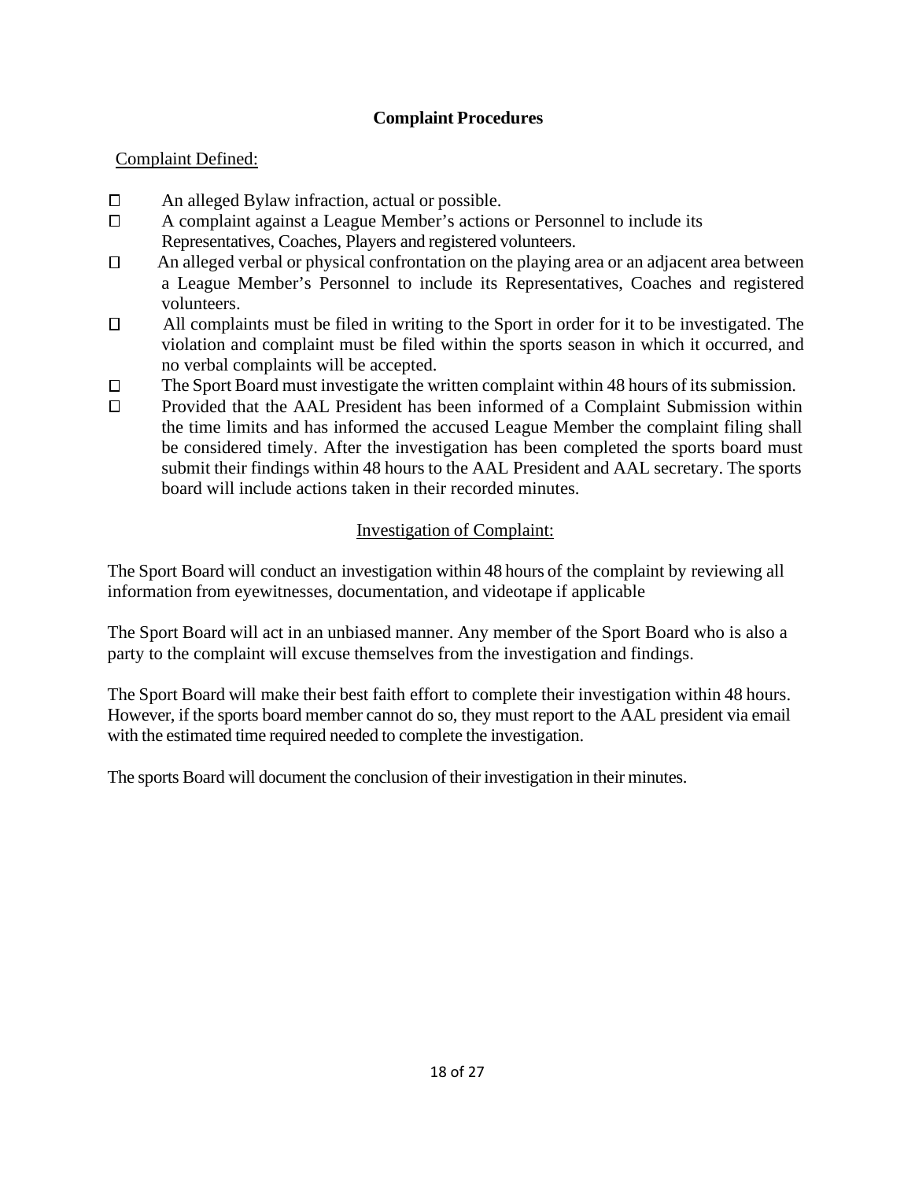## Complaint Procedures

Complaint Defined:

- An alleged Bylaw infraction, actual or possible.
- A complaint against a League Member's actions or Personnel to include its Representatives, Coaches, Players and registered volunteers.
- An alleged verbal or physical confrontation on the playing area or an adjacent area between a League Member's Personnel to include its Representatives, Coaches and registered volunteers.
- All complaints must be filed in writing to the Sport in order for it to be investigated. The violation and complaint must be filed within the sports season in which it occurred, and no verbal complaints will be accepted.
- The Sport Board must investigate the written complaint within 48 hours of its submission.
- Provided that the AAL President has been informed of a Complaint Submission within the time limits and has informed the accused League Member the complaint filing shall be considered timely. After the investigation has been completed the sports board must submit their findings within 48 hours to the AAL President and AAL secretary. The sports board will include actions taken in their recorded minutes.

Investigation of Complaint:

The Sport Board will conduct an investigation within 48 hours of the complaint by reviewing all information from eyewitnesses, documentation, and videotape if applicable

The Sport Board will act in an unbiased manner. Any member of the Sport Board who is also a party to the complaint will excuse themselves from the investigation and findings.

The Sport Board will make their best faith effort to complete their investigation within 48 hours. However, if the sports board member cannot do so, they must report to the AAL president via email with the estimated time required needed to complete the investigation.

The sports Board will document the conclusion of their investigation in their minutes.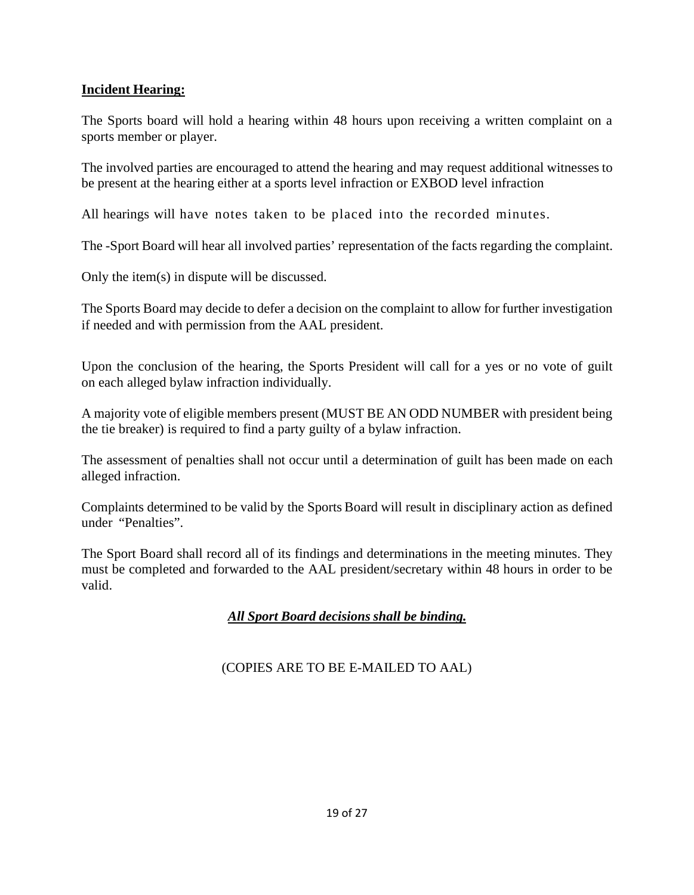**Incident Hearing:**

The Sports board will hold a hearing within 48 hours upon receiving a written complaint on a sports member or player.

The involved parties are encouraged to attend the hearing and may request additional witnesses to be present at the hearing either at a sports level infraction or EXBOD level infraction

All hearings will have notes taken to be placed into the recorded minutes.

The -Sport Board will hear all involved parties' representation of the facts regarding the complaint.

Only the item(s) in dispute will be discussed.

The Sports Board may decide to defer a decision on the complaint to allow for further investigation if needed and with permission from the AAL president.

Upon the conclusion of the hearing, the Sports President will call for a yes or no vote of guilt on each alleged bylaw infraction individually.

A majority vote of eligible members present (MUST BE AN ODD NUMBER with president being the tie breaker) is required to find a party guilty of a bylaw infraction.

The assessment of penalties shall not occur until a determination of guilt has been made on each alleged infraction.

Complaints determined to be valid by the Sports Board will result in disciplinary action as defined under "Penalties".

The Sport Board shall record all of its findings and determinations in the meeting minutes. They must be completed and forwarded to the AAL president/secretary within 48 hours in order to be valid.

***All Sport Board decisions shall be binding.***

(COPIES ARE TO BE E-MAILED TO AAL)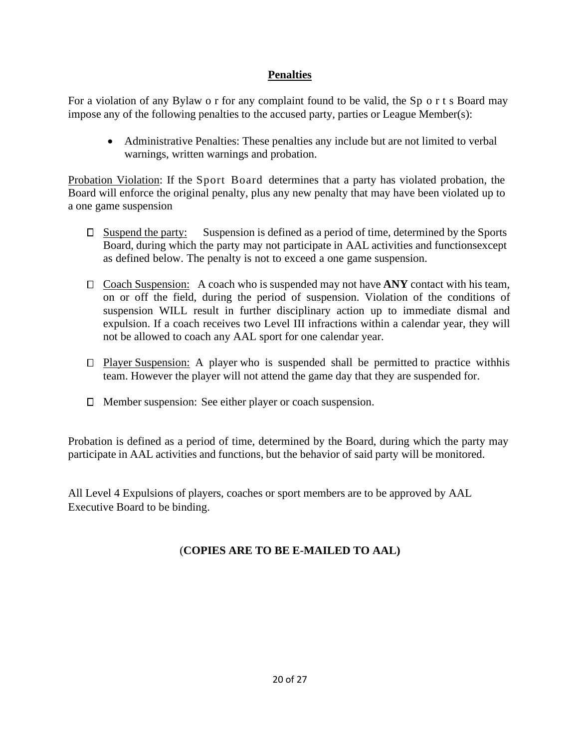## Penalties

For a violation of any Bylaw o r for any complaint found to be valid, the Sp o r t s Board may impose any of the following penalties to the accused party, parties or League Member(s):

- Administrative Penalties: These penalties any include but are not limited to verbal warnings, written warnings and probation.

Probation Violation: If the Sport Board determines that a party has violated probation, the Board will enforce the original penalty, plus any new penalty that may have been violated up to a one game suspension

- Suspend the party: Suspension is defined as a period of time, determined by the Sports Board, during which the party may not participate in AAL activities and functionsexcept as defined below. The penalty is not to exceed a one game suspension.

- Coach Suspension: A coach who is suspended may not have **ANY** contact with his team, on or off the field, during the period of suspension. Violation of the conditions of suspension WILL result in further disciplinary action up to immediate dismal and expulsion. If a coach receives two Level III infractions within a calendar year, they will not be allowed to coach any AAL sport for one calendar year.

- Player Suspension: A player who is suspended shall be permitted to practice withhis team. However the player will not attend the game day that they are suspended for.

- Member suspension: See either player or coach suspension.

Probation is defined as a period of time, determined by the Board, during which the party may participate in AAL activities and functions, but the behavior of said party will be monitored.

All Level 4 Expulsions of players, coaches or sport members are to be approved by AAL Executive Board to be binding.

(**COPIES ARE TO BE E-MAILED TO AAL)**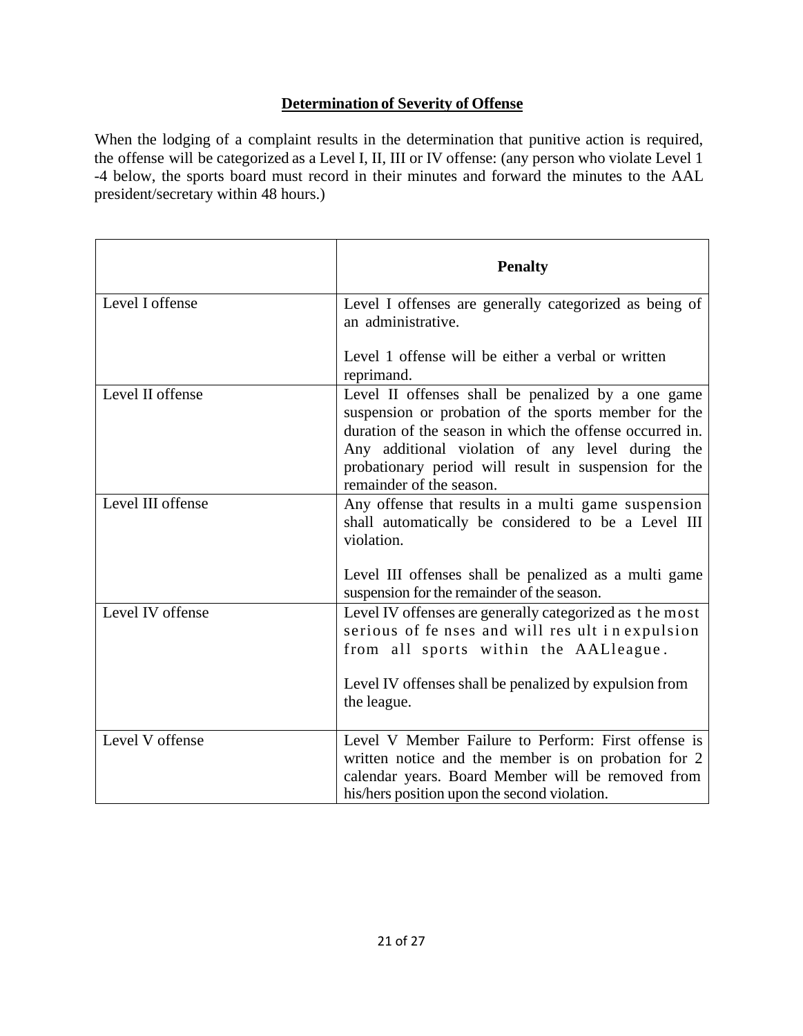**Determination of Severity of Offense**

When the lodging of a complaint results in the determination that punitive action is required, the offense will be categorized as a Level I, II, III or IV offense: (any person who violate Level 1 -4 below, the sports board must record in their minutes and forward the minutes to the AAL president/secretary within 48 hours.)

| | **Penalty** |
|---|---|
| Level I offense | Level I offenses are generally categorized as being of an administrative.<br><br>Level 1 offense will be either a verbal or written reprimand. |
| Level II offense | Level II offenses shall be penalized by a one game suspension or probation of the sports member for the duration of the season in which the offense occurred in. Any additional violation of any level during the probationary period will result in suspension for the remainder of the season. |
| Level III offense | Any offense that results in a multi game suspension shall automatically be considered to be a Level III violation.<br><br>Level III offenses shall be penalized as a multi game suspension for the remainder of the season. |
| Level IV offense | Level IV offenses are generally categorized as the most serious of fenses and will result in expulsion from all sports within the AALleague.<br><br>Level IV offenses shall be penalized by expulsion from the league. |
| Level V offense | Level V Member Failure to Perform: First offense is written notice and the member is on probation for 2 calendar years. Board Member will be removed from his/hers position upon the second violation. |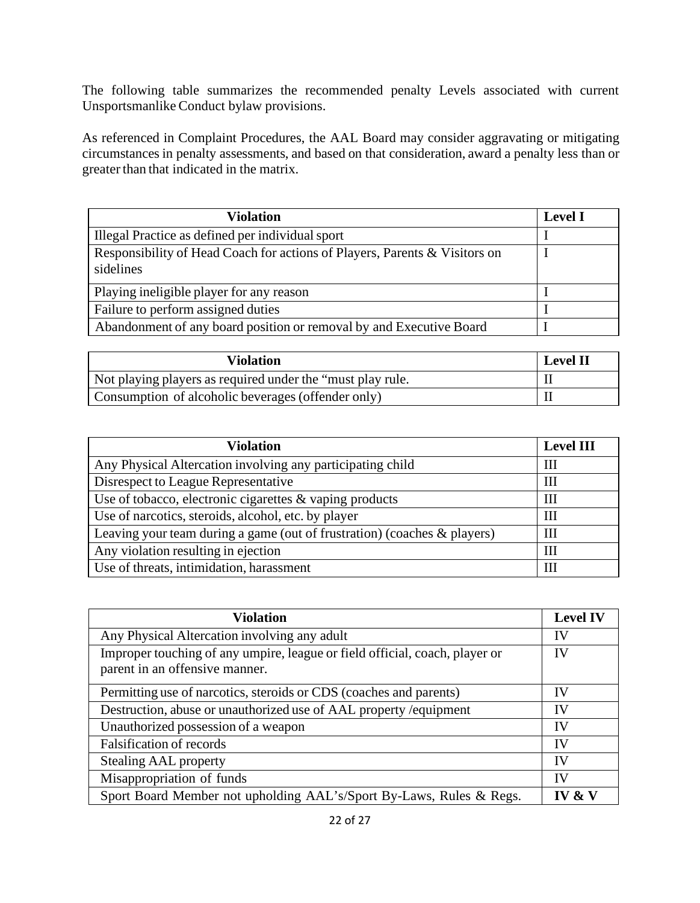The following table summarizes the recommended penalty Levels associated with current Unsportsmanlike Conduct bylaw provisions.

As referenced in Complaint Procedures, the AAL Board may consider aggravating or mitigating circumstances in penalty assessments, and based on that consideration, award a penalty less than or greater than that indicated in the matrix.

| Violation | Level I |
|---|---|
| Illegal Practice as defined per individual sport | I |
| Responsibility of Head Coach for actions of Players, Parents & Visitors on sidelines | I |
| Playing ineligible player for any reason | I |
| Failure to perform assigned duties | I |
| Abandonment of any board position or removal by and Executive Board | I |

| Violation | Level II |
|---|---|
| Not playing players as required under the "must play rule. | II |
| Consumption of alcoholic beverages (offender only) | II |

| Violation | Level III |
|---|---|
| Any Physical Altercation involving any participating child | III |
| Disrespect to League Representative | III |
| Use of tobacco, electronic cigarettes & vaping products | III |
| Use of narcotics, steroids, alcohol, etc. by player | III |
| Leaving your team during a game (out of frustration) (coaches & players) | III |
| Any violation resulting in ejection | III |
| Use of threats, intimidation, harassment | III |

| Violation | Level IV |
|---|---|
| Any Physical Altercation involving any adult | IV |
| Improper touching of any umpire, league or field official, coach, player or parent in an offensive manner. | IV |
| Permitting use of narcotics, steroids or CDS (coaches and parents) | IV |
| Destruction, abuse or unauthorized use of AAL property /equipment | IV |
| Unauthorized possession of a weapon | IV |
| Falsification of records | IV |
| Stealing AAL property | IV |
| Misappropriation of funds | IV |
| Sport Board Member not upholding AAL's/Sport By-Laws, Rules & Regs. | **IV & V** |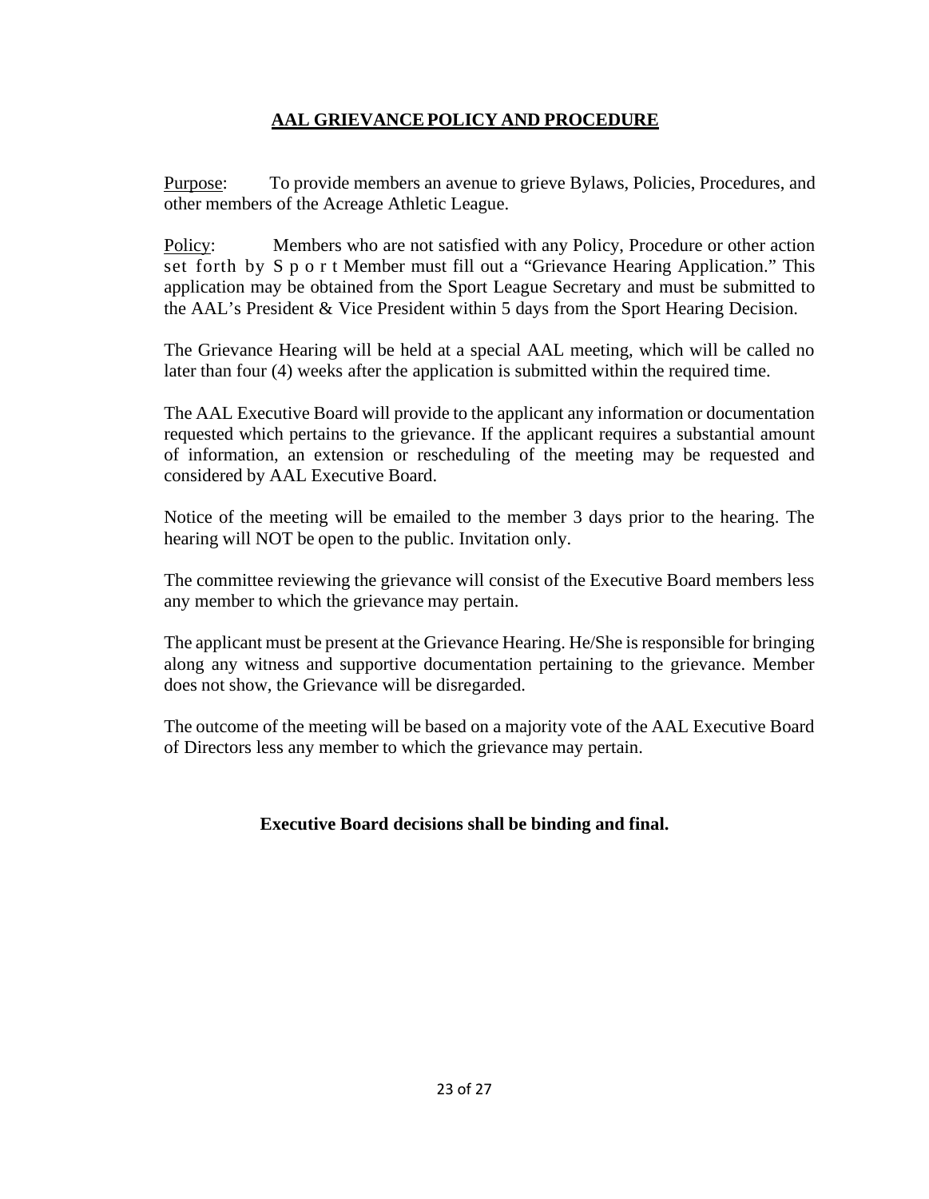# AAL GRIEVANCE POLICY AND PROCEDURE

Purpose: To provide members an avenue to grieve Bylaws, Policies, Procedures, and other members of the Acreage Athletic League.

Policy: Members who are not satisfied with any Policy, Procedure or other action set forth by Sport Member must fill out a "Grievance Hearing Application." This application may be obtained from the Sport League Secretary and must be submitted to the AAL's President & Vice President within 5 days from the Sport Hearing Decision.

The Grievance Hearing will be held at a special AAL meeting, which will be called no later than four (4) weeks after the application is submitted within the required time.

The AAL Executive Board will provide to the applicant any information or documentation requested which pertains to the grievance. If the applicant requires a substantial amount of information, an extension or rescheduling of the meeting may be requested and considered by AAL Executive Board.

Notice of the meeting will be emailed to the member 3 days prior to the hearing. The hearing will NOT be open to the public. Invitation only.

The committee reviewing the grievance will consist of the Executive Board members less any member to which the grievance may pertain.

The applicant must be present at the Grievance Hearing. He/She is responsible for bringing along any witness and supportive documentation pertaining to the grievance. Member does not show, the Grievance will be disregarded.

The outcome of the meeting will be based on a majority vote of the AAL Executive Board of Directors less any member to which the grievance may pertain.

**Executive Board decisions shall be binding and final.**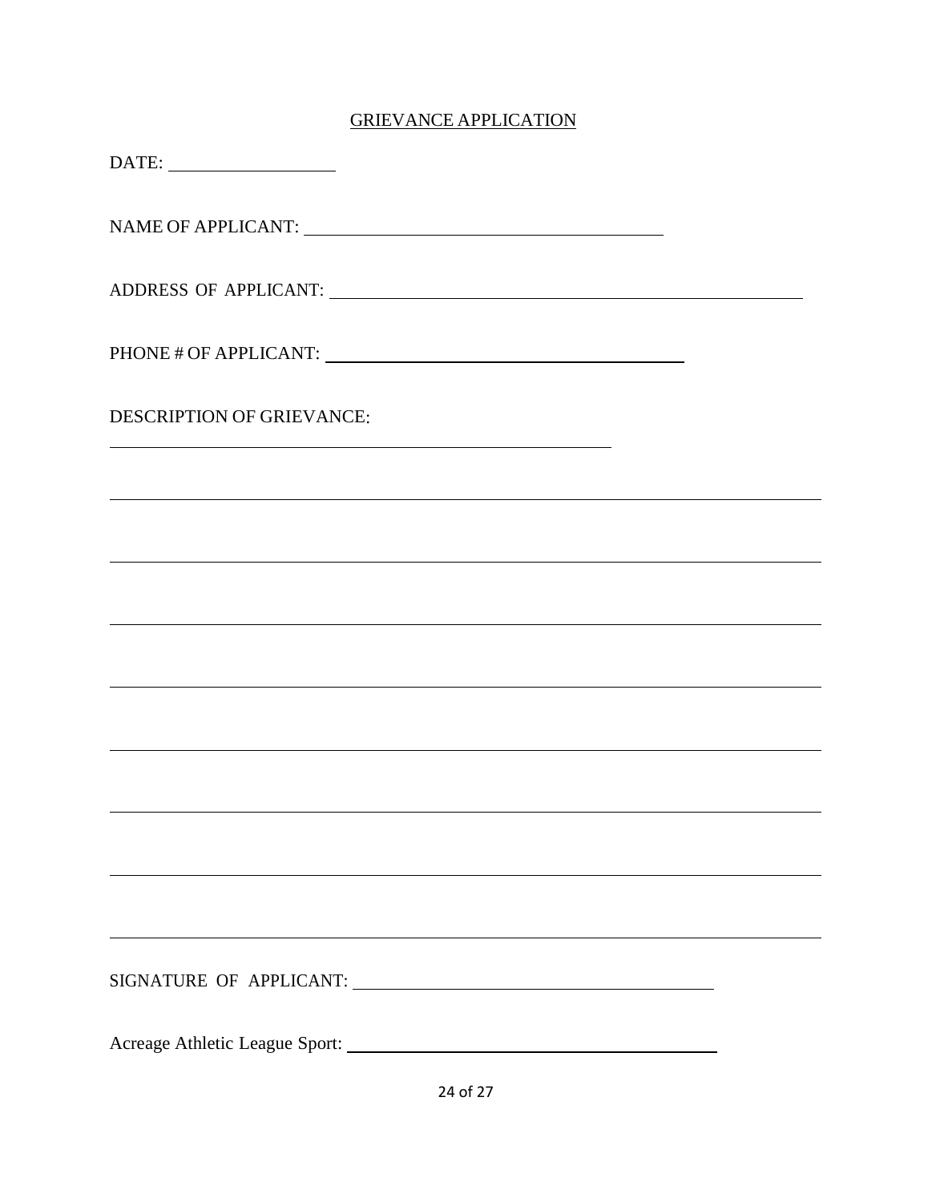# GRIEVANCE APPLICATION

DATE: ____________________

NAME OF APPLICANT: ________________________________________

ADDRESS OF APPLICANT: ____________________________________________________

PHONE # OF APPLICANT: ________________________________________

DESCRIPTION OF GRIEVANCE:

________________________________________________________

____________________________________________________________________________

____________________________________________________________________________

____________________________________________________________________________

____________________________________________________________________________

____________________________________________________________________________

____________________________________________________________________________

____________________________________________________________________________

____________________________________________________________________________

SIGNATURE OF APPLICANT: ________________________________________

Acreage Athletic League Sport: ________________________________________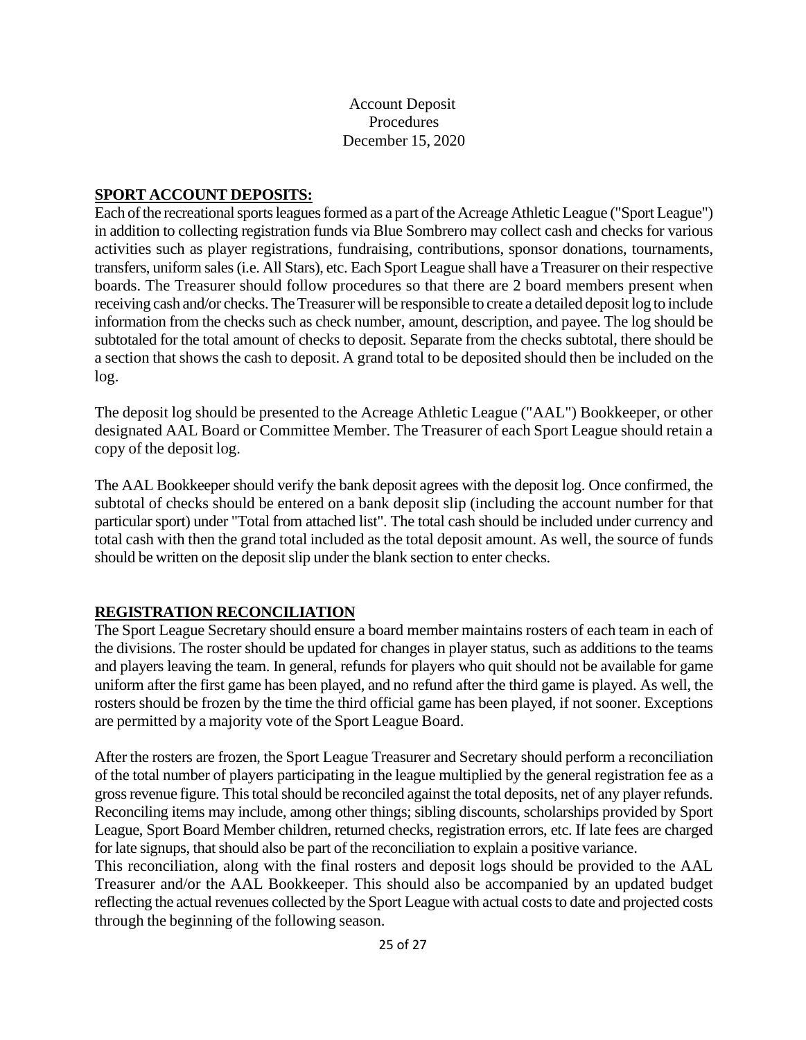Account Deposit
Procedures
December 15, 2020

## SPORT ACCOUNT DEPOSITS:

Each of the recreational sports leagues formed as a part of the Acreage Athletic League ("Sport League") in addition to collecting registration funds via Blue Sombrero may collect cash and checks for various activities such as player registrations, fundraising, contributions, sponsor donations, tournaments, transfers, uniform sales (i.e. All Stars), etc. Each Sport League shall have a Treasurer on their respective boards. The Treasurer should follow procedures so that there are 2 board members present when receiving cash and/or checks. The Treasurer will be responsible to create a detailed deposit log to include information from the checks such as check number, amount, description, and payee. The log should be subtotaled for the total amount of checks to deposit. Separate from the checks subtotal, there should be a section that shows the cash to deposit. A grand total to be deposited should then be included on the log.

The deposit log should be presented to the Acreage Athletic League ("AAL") Bookkeeper, or other designated AAL Board or Committee Member. The Treasurer of each Sport League should retain a copy of the deposit log.

The AAL Bookkeeper should verify the bank deposit agrees with the deposit log. Once confirmed, the subtotal of checks should be entered on a bank deposit slip (including the account number for that particular sport) under "Total from attached list". The total cash should be included under currency and total cash with then the grand total included as the total deposit amount. As well, the source of funds should be written on the deposit slip under the blank section to enter checks.

## REGISTRATION RECONCILIATION

The Sport League Secretary should ensure a board member maintains rosters of each team in each of the divisions. The roster should be updated for changes in player status, such as additions to the teams and players leaving the team. In general, refunds for players who quit should not be available for game uniform after the first game has been played, and no refund after the third game is played. As well, the rosters should be frozen by the time the third official game has been played, if not sooner. Exceptions are permitted by a majority vote of the Sport League Board.

After the rosters are frozen, the Sport League Treasurer and Secretary should perform a reconciliation of the total number of players participating in the league multiplied by the general registration fee as a gross revenue figure. This total should be reconciled against the total deposits, net of any player refunds. Reconciling items may include, among other things; sibling discounts, scholarships provided by Sport League, Sport Board Member children, returned checks, registration errors, etc. If late fees are charged for late signups, that should also be part of the reconciliation to explain a positive variance.

This reconciliation, along with the final rosters and deposit logs should be provided to the AAL Treasurer and/or the AAL Bookkeeper. This should also be accompanied by an updated budget reflecting the actual revenues collected by the Sport League with actual costs to date and projected costs through the beginning of the following season.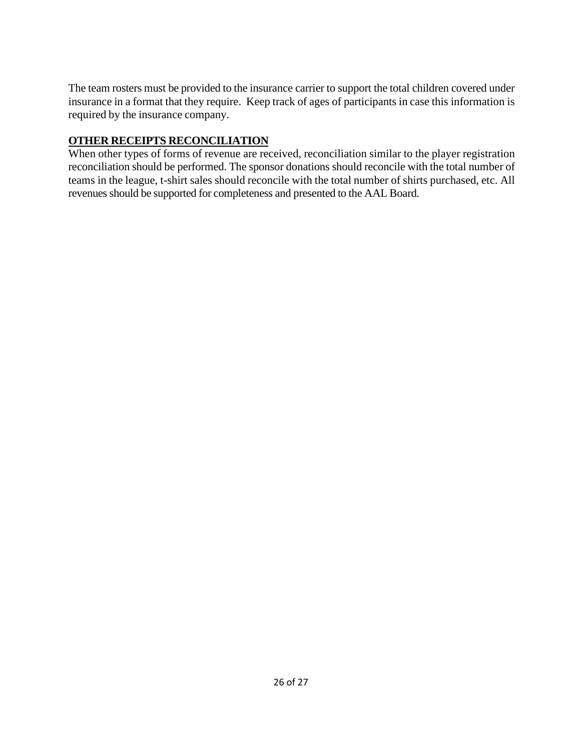The team rosters must be provided to the insurance carrier to support the total children covered under insurance in a format that they require. Keep track of ages of participants in case this information is required by the insurance company.

## OTHER RECEIPTS RECONCILIATION

When other types of forms of revenue are received, reconciliation similar to the player registration reconciliation should be performed. The sponsor donations should reconcile with the total number of teams in the league, t-shirt sales should reconcile with the total number of shirts purchased, etc. All revenues should be supported for completeness and presented to the AAL Board.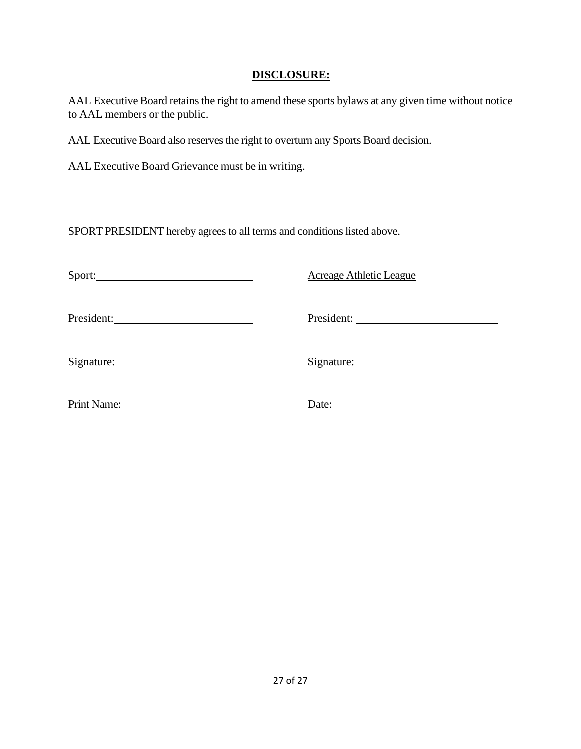## DISCLOSURE:

AAL Executive Board retains the right to amend these sports bylaws at any given time without notice to AAL members or the public.

AAL Executive Board also reserves the right to overturn any Sports Board decision.

AAL Executive Board Grievance must be in writing.

SPORT PRESIDENT hereby agrees to all terms and conditions listed above.

Sport: ______________________________ Acreage Athletic League

President: __________________________ President: __________________________

Signature: __________________________ Signature: __________________________

Print Name: _________________________ Date: ______________________________